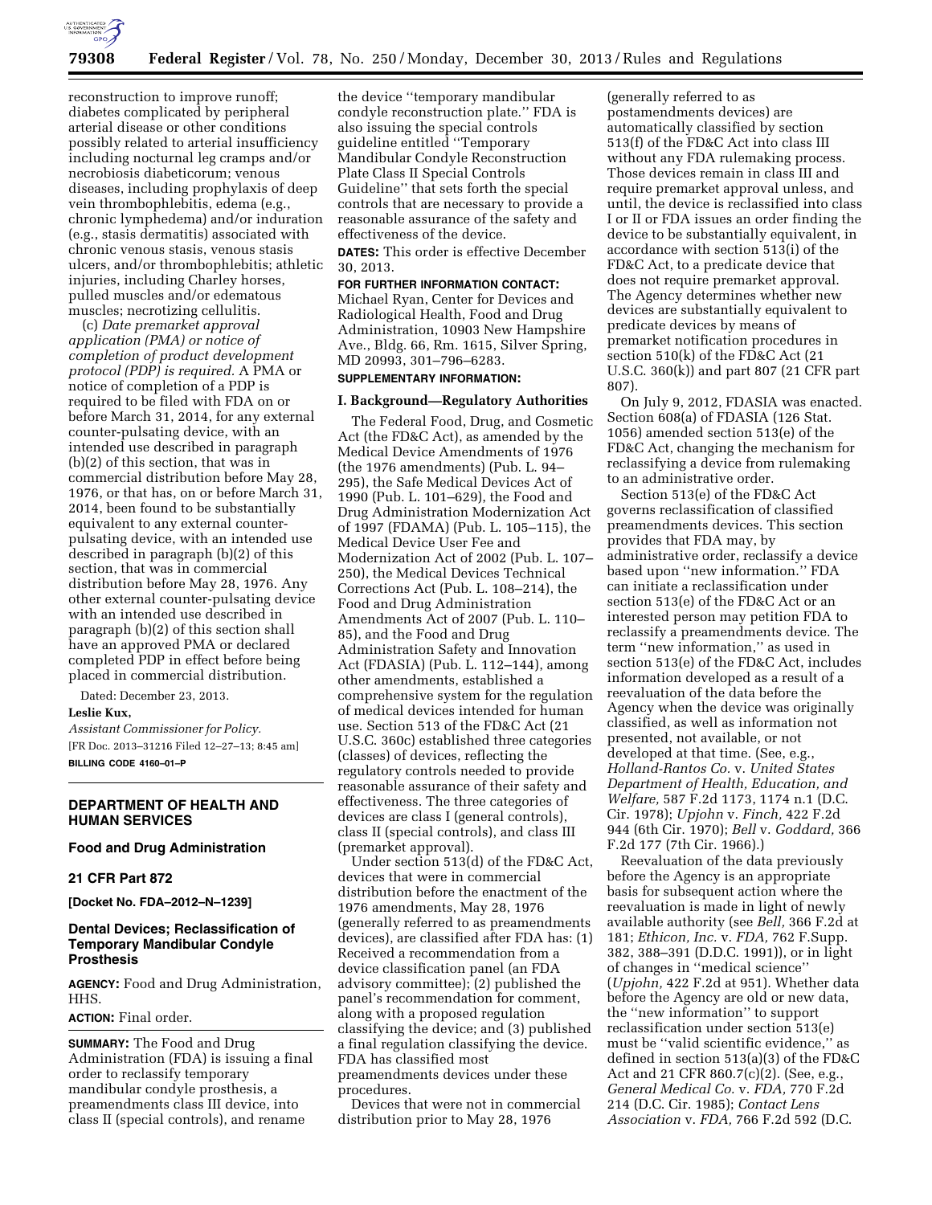reconstruction to improve runoff; diabetes complicated by peripheral arterial disease or other conditions possibly related to arterial insufficiency including nocturnal leg cramps and/or necrobiosis diabeticorum; venous diseases, including prophylaxis of deep vein thrombophlebitis, edema (e.g., chronic lymphedema) and/or induration (e.g., stasis dermatitis) associated with chronic venous stasis, venous stasis ulcers, and/or thrombophlebitis; athletic injuries, including Charley horses, pulled muscles and/or edematous muscles; necrotizing cellulitis.

(c) *Date premarket approval application (PMA) or notice of completion of product development protocol (PDP) is required.* A PMA or notice of completion of a PDP is required to be filed with FDA on or before March 31, 2014, for any external counter-pulsating device, with an intended use described in paragraph (b)(2) of this section, that was in commercial distribution before May 28, 1976, or that has, on or before March 31, 2014, been found to be substantially equivalent to any external counter-pulsating device, with an intended use described in paragraph (b)(2) of this section, that was in commercial distribution before May 28, 1976. Any other external counter-pulsating device with an intended use described in paragraph (b)(2) of this section shall have an approved PMA or declared completed PDP in effect before being placed in commercial distribution.

Dated: December 23, 2013.

**Leslie Kux,**

*Assistant Commissioner for Policy.*

[FR Doc. 2013–31216 Filed 12–27–13; 8:45 am]

**BILLING CODE 4160–01–P**

---

## DEPARTMENT OF HEALTH AND HUMAN SERVICES

### Food and Drug Administration

### 21 CFR Part 872

**[Docket No. FDA–2012–N–1239]**

### Dental Devices; Reclassification of Temporary Mandibular Condyle Prosthesis

**AGENCY:** Food and Drug Administration, HHS.

**ACTION:** Final order.

**SUMMARY:** The Food and Drug Administration (FDA) is issuing a final order to reclassify temporary mandibular condyle prosthesis, a preamendments class III device, into class II (special controls), and rename the device ''temporary mandibular condyle reconstruction plate.'' FDA is also issuing the special controls guideline entitled ''Temporary Mandibular Condyle Reconstruction Plate Class II Special Controls Guideline'' that sets forth the special controls that are necessary to provide a reasonable assurance of the safety and effectiveness of the device.

**DATES:** This order is effective December 30, 2013.

**FOR FURTHER INFORMATION CONTACT:** Michael Ryan, Center for Devices and Radiological Health, Food and Drug Administration, 10903 New Hampshire Ave., Bldg. 66, Rm. 1615, Silver Spring, MD 20993, 301–796–6283.

**SUPPLEMENTARY INFORMATION:**

### I. Background—Regulatory Authorities

The Federal Food, Drug, and Cosmetic Act (the FD&C Act), as amended by the Medical Device Amendments of 1976 (the 1976 amendments) (Pub. L. 94–295), the Safe Medical Devices Act of 1990 (Pub. L. 101–629), the Food and Drug Administration Modernization Act of 1997 (FDAMA) (Pub. L. 105–115), the Medical Device User Fee and Modernization Act of 2002 (Pub. L. 107–250), the Medical Devices Technical Corrections Act (Pub. L. 108–214), the Food and Drug Administration Amendments Act of 2007 (Pub. L. 110–85), and the Food and Drug Administration Safety and Innovation Act (FDASIA) (Pub. L. 112–144), among other amendments, established a comprehensive system for the regulation of medical devices intended for human use. Section 513 of the FD&C Act (21 U.S.C. 360c) established three categories (classes) of devices, reflecting the regulatory controls needed to provide reasonable assurance of their safety and effectiveness. The three categories of devices are class I (general controls), class II (special controls), and class III (premarket approval).

Under section 513(d) of the FD&C Act, devices that were in commercial distribution before the enactment of the 1976 amendments, May 28, 1976 (generally referred to as preamendments devices), are classified after FDA has: (1) Received a recommendation from a device classification panel (an FDA advisory committee); (2) published the panel's recommendation for comment, along with a proposed regulation classifying the device; and (3) published a final regulation classifying the device. FDA has classified most preamendments devices under these procedures.

Devices that were not in commercial distribution prior to May 28, 1976 (generally referred to as postamendments devices) are automatically classified by section 513(f) of the FD&C Act into class III without any FDA rulemaking process. Those devices remain in class III and require premarket approval unless, and until, the device is reclassified into class I or II or FDA issues an order finding the device to be substantially equivalent, in accordance with section 513(i) of the FD&C Act, to a predicate device that does not require premarket approval. The Agency determines whether new devices are substantially equivalent to predicate devices by means of premarket notification procedures in section 510(k) of the FD&C Act (21 U.S.C. 360(k)) and part 807 (21 CFR part 807).

On July 9, 2012, FDASIA was enacted. Section 608(a) of FDASIA (126 Stat. 1056) amended section 513(e) of the FD&C Act, changing the mechanism for reclassifying a device from rulemaking to an administrative order.

Section 513(e) of the FD&C Act governs reclassification of classified preamendments devices. This section provides that FDA may, by administrative order, reclassify a device based upon ''new information.'' FDA can initiate a reclassification under section 513(e) of the FD&C Act or an interested person may petition FDA to reclassify a preamendments device. The term ''new information,'' as used in section 513(e) of the FD&C Act, includes information developed as a result of a reevaluation of the data before the Agency when the device was originally classified, as well as information not presented, not available, or not developed at that time. (See, e.g., *Holland-Rantos Co.* v. *United States Department of Health, Education, and Welfare,* 587 F.2d 1173, 1174 n.1 (D.C. Cir. 1978); *Upjohn* v. *Finch,* 422 F.2d 944 (6th Cir. 1970); *Bell* v. *Goddard,* 366 F.2d 177 (7th Cir. 1966).)

Reevaluation of the data previously before the Agency is an appropriate basis for subsequent action where the reevaluation is made in light of newly available authority (see *Bell,* 366 F.2d at 181; *Ethicon, Inc.* v. *FDA,* 762 F.Supp. 382, 388–391 (D.D.C. 1991)), or in light of changes in ''medical science'' (*Upjohn,* 422 F.2d at 951). Whether data before the Agency are old or new data, the ''new information'' to support reclassification under section 513(e) must be ''valid scientific evidence,'' as defined in section 513(a)(3) of the FD&C Act and 21 CFR 860.7(c)(2). (See, e.g., *General Medical Co.* v. *FDA,* 770 F.2d 214 (D.C. Cir. 1985); *Contact Lens Association* v. *FDA,* 766 F.2d 592 (D.C.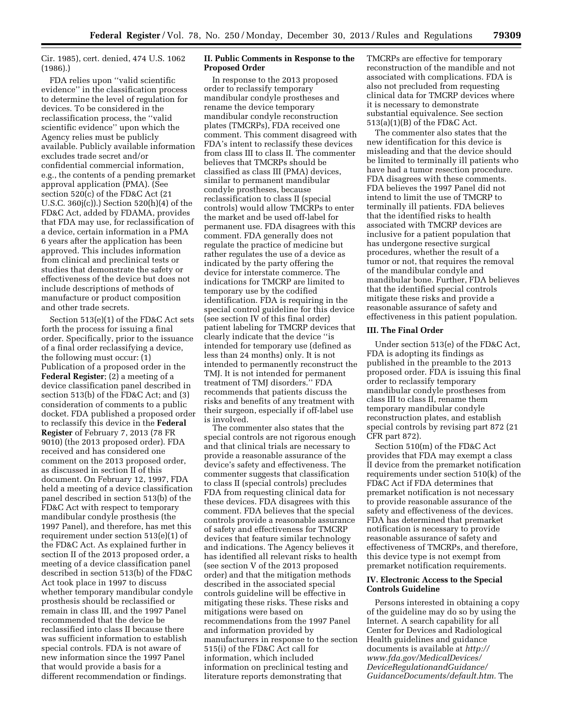Cir. 1985), cert. denied, 474 U.S. 1062 (1986).)

FDA relies upon ''valid scientific evidence'' in the classification process to determine the level of regulation for devices. To be considered in the reclassification process, the ''valid scientific evidence'' upon which the Agency relies must be publicly available. Publicly available information excludes trade secret and/or confidential commercial information, e.g., the contents of a pending premarket approval application (PMA). (See section 520(c) of the FD&C Act (21 U.S.C. 360j(c)).) Section 520(h)(4) of the FD&C Act, added by FDAMA, provides that FDA may use, for reclassification of a device, certain information in a PMA 6 years after the application has been approved. This includes information from clinical and preclinical tests or studies that demonstrate the safety or effectiveness of the device but does not include descriptions of methods of manufacture or product composition and other trade secrets.

Section 513(e)(1) of the FD&C Act sets forth the process for issuing a final order. Specifically, prior to the issuance of a final order reclassifying a device, the following must occur: (1) Publication of a proposed order in the **Federal Register**; (2) a meeting of a device classification panel described in section 513(b) of the FD&C Act; and (3) consideration of comments to a public docket. FDA published a proposed order to reclassify this device in the **Federal Register** of February 7, 2013 (78 FR 9010) (the 2013 proposed order). FDA received and has considered one comment on the 2013 proposed order, as discussed in section II of this document. On February 12, 1997, FDA held a meeting of a device classification panel described in section 513(b) of the FD&C Act with respect to temporary mandibular condyle prosthesis (the 1997 Panel), and therefore, has met this requirement under section 513(e)(1) of the FD&C Act. As explained further in section II of the 2013 proposed order, a meeting of a device classification panel described in section 513(b) of the FD&C Act took place in 1997 to discuss whether temporary mandibular condyle prosthesis should be reclassified or remain in class III, and the 1997 Panel recommended that the device be reclassified into class II because there was sufficient information to establish special controls. FDA is not aware of new information since the 1997 Panel that would provide a basis for a different recommendation or findings.

## II. Public Comments in Response to the Proposed Order

In response to the 2013 proposed order to reclassify temporary mandibular condyle prostheses and rename the device temporary mandibular condyle reconstruction plates (TMCRPs), FDA received one comment. This comment disagreed with FDA's intent to reclassify these devices from class III to class II. The commenter believes that TMCRPs should be classified as class III (PMA) devices, similar to permanent mandibular condyle prostheses, because reclassification to class II (special controls) would allow TMCRPs to enter the market and be used off-label for permanent use. FDA disagrees with this comment. FDA generally does not regulate the practice of medicine but rather regulates the use of a device as indicated by the party offering the device for interstate commerce. The indications for TMCRP are limited to temporary use by the codified identification. FDA is requiring in the special control guideline for this device (see section IV of this final order) patient labeling for TMCRP devices that clearly indicate that the device ''is intended for temporary use (defined as less than 24 months) only. It is not intended to permanently reconstruct the TMJ. It is not intended for permanent treatment of TMJ disorders.'' FDA recommends that patients discuss the risks and benefits of any treatment with their surgeon, especially if off-label use is involved.

The commenter also states that the special controls are not rigorous enough and that clinical trials are necessary to provide a reasonable assurance of the device's safety and effectiveness. The commenter suggests that classification to class II (special controls) precludes FDA from requesting clinical data for these devices. FDA disagrees with this comment. FDA believes that the special controls provide a reasonable assurance of safety and effectiveness for TMCRP devices that feature similar technology and indications. The Agency believes it has identified all relevant risks to health (see section V of the 2013 proposed order) and that the mitigation methods described in the associated special controls guideline will be effective in mitigating these risks. These risks and mitigations were based on recommendations from the 1997 Panel and information provided by manufacturers in response to the section 515(i) of the FD&C Act call for information, which included information on preclinical testing and literature reports demonstrating that TMCRPs are effective for temporary reconstruction of the mandible and not associated with complications. FDA is also not precluded from requesting clinical data for TMCRP devices where it is necessary to demonstrate substantial equivalence. See section 513(a)(1)(B) of the FD&C Act.

The commenter also states that the new identification for this device is misleading and that the device should be limited to terminally ill patients who have had a tumor resection procedure. FDA disagrees with these comments. FDA believes the 1997 Panel did not intend to limit the use of TMCRP to terminally ill patients. FDA believes that the identified risks to health associated with TMCRP devices are inclusive for a patient population that has undergone resective surgical procedures, whether the result of a tumor or not, that requires the removal of the mandibular condyle and mandibular bone. Further, FDA believes that the identified special controls mitigate these risks and provide a reasonable assurance of safety and effectiveness in this patient population.

## III. The Final Order

Under section 513(e) of the FD&C Act, FDA is adopting its findings as published in the preamble to the 2013 proposed order. FDA is issuing this final order to reclassify temporary mandibular condyle prostheses from class III to class II, rename them temporary mandibular condyle reconstruction plates, and establish special controls by revising part 872 (21 CFR part 872).

Section 510(m) of the FD&C Act provides that FDA may exempt a class II device from the premarket notification requirements under section 510(k) of the FD&C Act if FDA determines that premarket notification is not necessary to provide reasonable assurance of the safety and effectiveness of the devices. FDA has determined that premarket notification is necessary to provide reasonable assurance of safety and effectiveness of TMCRPs, and therefore, this device type is not exempt from premarket notification requirements.

## IV. Electronic Access to the Special Controls Guideline

Persons interested in obtaining a copy of the guideline may do so by using the Internet. A search capability for all Center for Devices and Radiological Health guidelines and guidance documents is available at *http://www.fda.gov/MedicalDevices/DeviceRegulationandGuidance/GuidanceDocuments/default.htm*. The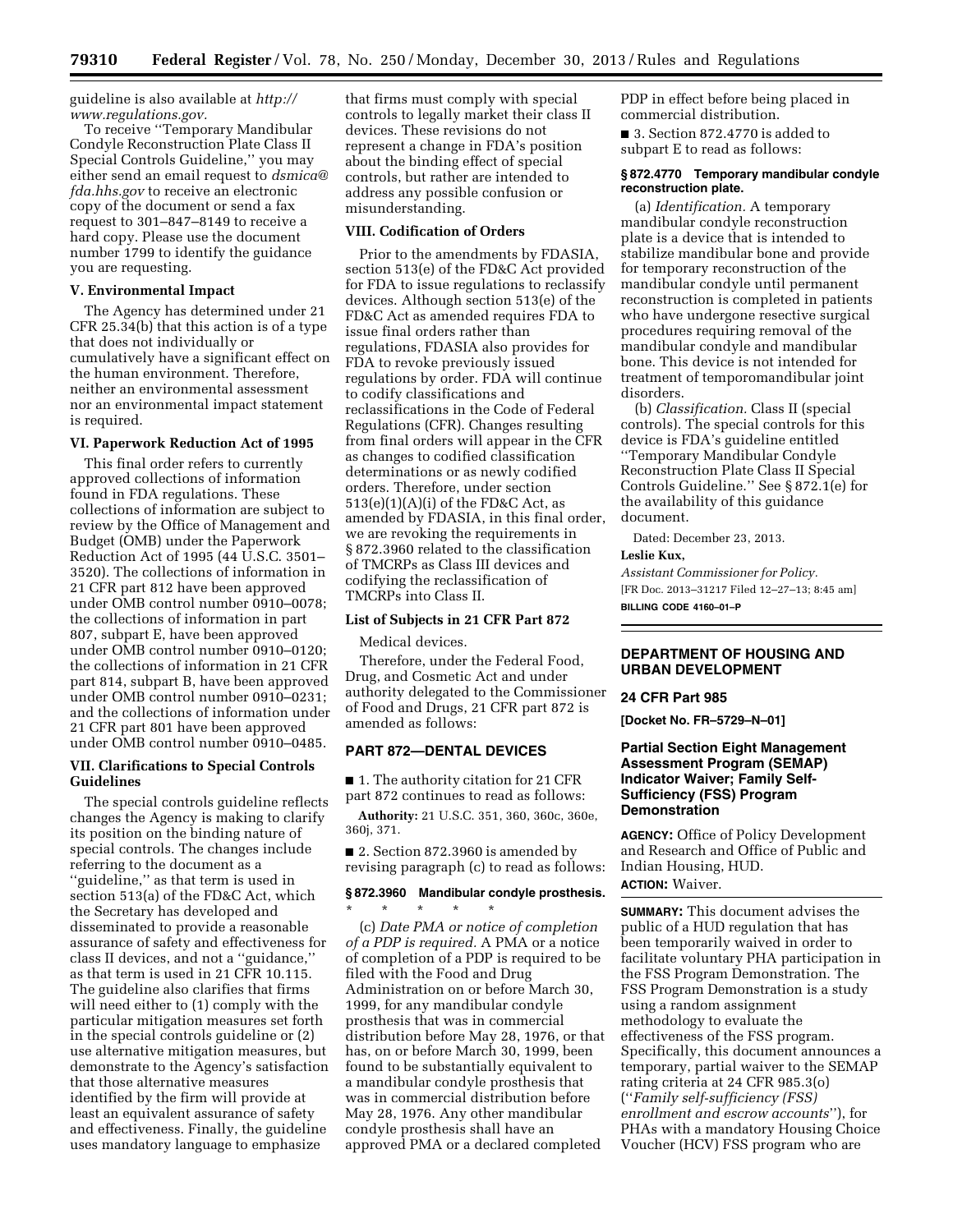guideline is also available at *http://www.regulations.gov*.

To receive "Temporary Mandibular Condyle Reconstruction Plate Class II Special Controls Guideline," you may either send an email request to *dsmica@fda.hhs.gov* to receive an electronic copy of the document or send a fax request to 301–847–8149 to receive a hard copy. Please use the document number 1799 to identify the guidance you are requesting.

### V. Environmental Impact

The Agency has determined under 21 CFR 25.34(b) that this action is of a type that does not individually or cumulatively have a significant effect on the human environment. Therefore, neither an environmental assessment nor an environmental impact statement is required.

### VI. Paperwork Reduction Act of 1995

This final order refers to currently approved collections of information found in FDA regulations. These collections of information are subject to review by the Office of Management and Budget (OMB) under the Paperwork Reduction Act of 1995 (44 U.S.C. 3501–3520). The collections of information in 21 CFR part 812 have been approved under OMB control number 0910–0078; the collections of information in part 807, subpart E, have been approved under OMB control number 0910–0120; the collections of information in 21 CFR part 814, subpart B, have been approved under OMB control number 0910–0231; and the collections of information under 21 CFR part 801 have been approved under OMB control number 0910–0485.

### VII. Clarifications to Special Controls Guidelines

The special controls guideline reflects changes the Agency is making to clarify its position on the binding nature of special controls. The changes include referring to the document as a "guideline," as that term is used in section 513(a) of the FD&C Act, which the Secretary has developed and disseminated to provide a reasonable assurance of safety and effectiveness for class II devices, and not a "guidance," as that term is used in 21 CFR 10.115. The guideline also clarifies that firms will need either to (1) comply with the particular mitigation measures set forth in the special controls guideline or (2) use alternative mitigation measures, but demonstrate to the Agency's satisfaction that those alternative measures identified by the firm will provide at least an equivalent assurance of safety and effectiveness. Finally, the guideline uses mandatory language to emphasize that firms must comply with special controls to legally market their class II devices. These revisions do not represent a change in FDA's position about the binding effect of special controls, but rather are intended to address any possible confusion or misunderstanding.

### VIII. Codification of Orders

Prior to the amendments by FDASIA, section 513(e) of the FD&C Act provided for FDA to issue regulations to reclassify devices. Although section 513(e) of the FD&C Act as amended requires FDA to issue final orders rather than regulations, FDASIA also provides for FDA to revoke previously issued regulations by order. FDA will continue to codify classifications and reclassifications in the Code of Federal Regulations (CFR). Changes resulting from final orders will appear in the CFR as changes to codified classification determinations or as newly codified orders. Therefore, under section 513(e)(1)(A)(i) of the FD&C Act, as amended by FDASIA, in this final order, we are revoking the requirements in § 872.3960 related to the classification of TMCRPs as Class III devices and codifying the reclassification of TMCRPs into Class II.

### List of Subjects in 21 CFR Part 872

Medical devices.

Therefore, under the Federal Food, Drug, and Cosmetic Act and under authority delegated to the Commissioner of Food and Drugs, 21 CFR part 872 is amended as follows:

## PART 872—DENTAL DEVICES

■ 1. The authority citation for 21 CFR part 872 continues to read as follows:

**Authority:** 21 U.S.C. 351, 360, 360c, 360e, 360j, 371.

■ 2. Section 872.3960 is amended by revising paragraph (c) to read as follows:

#### § 872.3960 Mandibular condyle prosthesis.

\* \* \* \* \*

(c) *Date PMA or notice of completion of a PDP is required.* A PMA or a notice of completion of a PDP is required to be filed with the Food and Drug Administration on or before March 30, 1999, for any mandibular condyle prosthesis that was in commercial distribution before May 28, 1976, or that has, on or before March 30, 1999, been found to be substantially equivalent to a mandibular condyle prosthesis that was in commercial distribution before May 28, 1976. Any other mandibular condyle prosthesis shall have an approved PMA or a declared completed PDP in effect before being placed in commercial distribution.

■ 3. Section 872.4770 is added to subpart E to read as follows:

#### § 872.4770 Temporary mandibular condyle reconstruction plate.

(a) *Identification.* A temporary mandibular condyle reconstruction plate is a device that is intended to stabilize mandibular bone and provide for temporary reconstruction of the mandibular condyle until permanent reconstruction is completed in patients who have undergone resective surgical procedures requiring removal of the mandibular condyle and mandibular bone. This device is not intended for treatment of temporomandibular joint disorders.

(b) *Classification.* Class II (special controls). The special controls for this device is FDA's guideline entitled "Temporary Mandibular Condyle Reconstruction Plate Class II Special Controls Guideline." See § 872.1(e) for the availability of this guidance document.

Dated: December 23, 2013.

**Leslie Kux,**

*Assistant Commissioner for Policy.*

[FR Doc. 2013–31217 Filed 12–27–13; 8:45 am]

**BILLING CODE 4160–01–P**

---

## DEPARTMENT OF HOUSING AND URBAN DEVELOPMENT

### 24 CFR Part 985

**[Docket No. FR–5729–N–01]**

### Partial Section Eight Management Assessment Program (SEMAP) Indicator Waiver; Family Self-Sufficiency (FSS) Program Demonstration

**AGENCY:** Office of Policy Development and Research and Office of Public and Indian Housing, HUD.

**ACTION:** Waiver.

**SUMMARY:** This document advises the public of a HUD regulation that has been temporarily waived in order to facilitate voluntary PHA participation in the FSS Program Demonstration. The FSS Program Demonstration is a study using a random assignment methodology to evaluate the effectiveness of the FSS program. Specifically, this document announces a temporary, partial waiver to the SEMAP rating criteria at 24 CFR 985.3(o) ("*Family self-sufficiency (FSS) enrollment and escrow accounts*"), for PHAs with a mandatory Housing Choice Voucher (HCV) FSS program who are